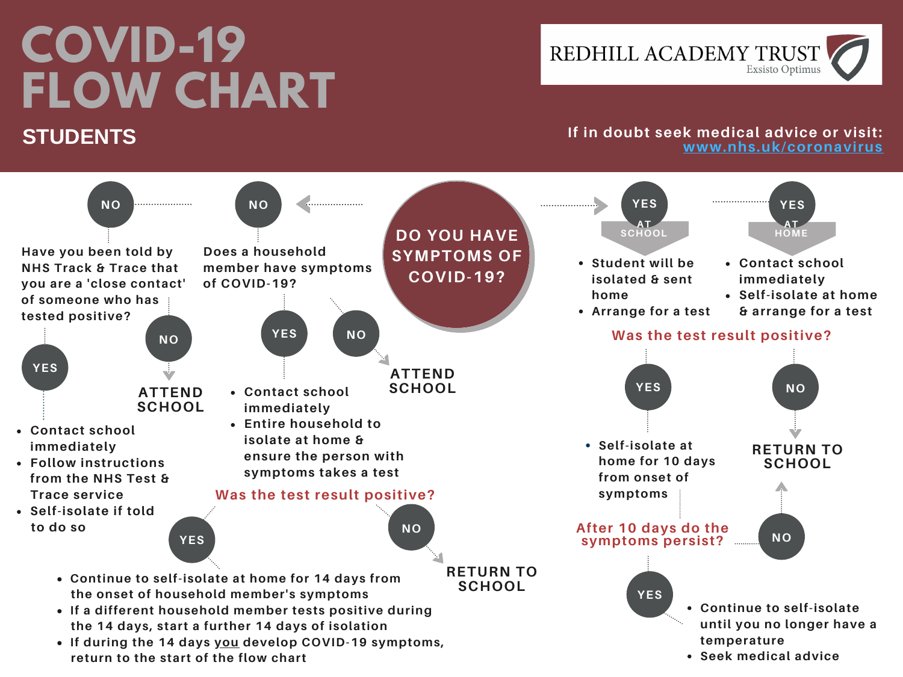# COVID-19 FLOW CHART

## STUDENTS

REDHILL ACADEMY TRUST
Exsisto Optimus

If in doubt seek medical advice or visit: www.nhs.uk/coronavirus

## DO YOU HAVE SYMPTOMS OF COVID-19?

### YES – AT SCHOOL

- Student will be isolated & sent home
- Arrange for a test

### YES – AT HOME

- Contact school immediately
- Self-isolate at home & arrange for a test

**Was the test result positive?**

**YES**

- Self-isolate at home for 10 days from onset of symptoms

**After 10 days do the symptoms persist?**

**YES**

- Continue to self-isolate until you no longer have a temperature
- Seek medical advice

**NO**

RETURN TO SCHOOL

**NO**

RETURN TO SCHOOL

### NO

**Does a household member have symptoms of COVID-19?**

**YES**

- Contact school immediately
- Entire household to isolate at home & ensure the person with symptoms takes a test

**Was the test result positive?**

**YES**

- Continue to self-isolate at home for 14 days from the onset of household member's symptoms
- If a different household member tests positive during the 14 days, start a further 14 days of isolation
- If during the 14 days you develop COVID-19 symptoms, return to the start of the flow chart

**NO**

RETURN TO SCHOOL

**NO**

ATTEND SCHOOL

### NO

**Have you been told by NHS Track & Trace that you are a 'close contact' of someone who has tested positive?**

**YES**

- Contact school immediately
- Follow instructions from the NHS Test & Trace service
- Self-isolate if told to do so

**NO**

ATTEND SCHOOL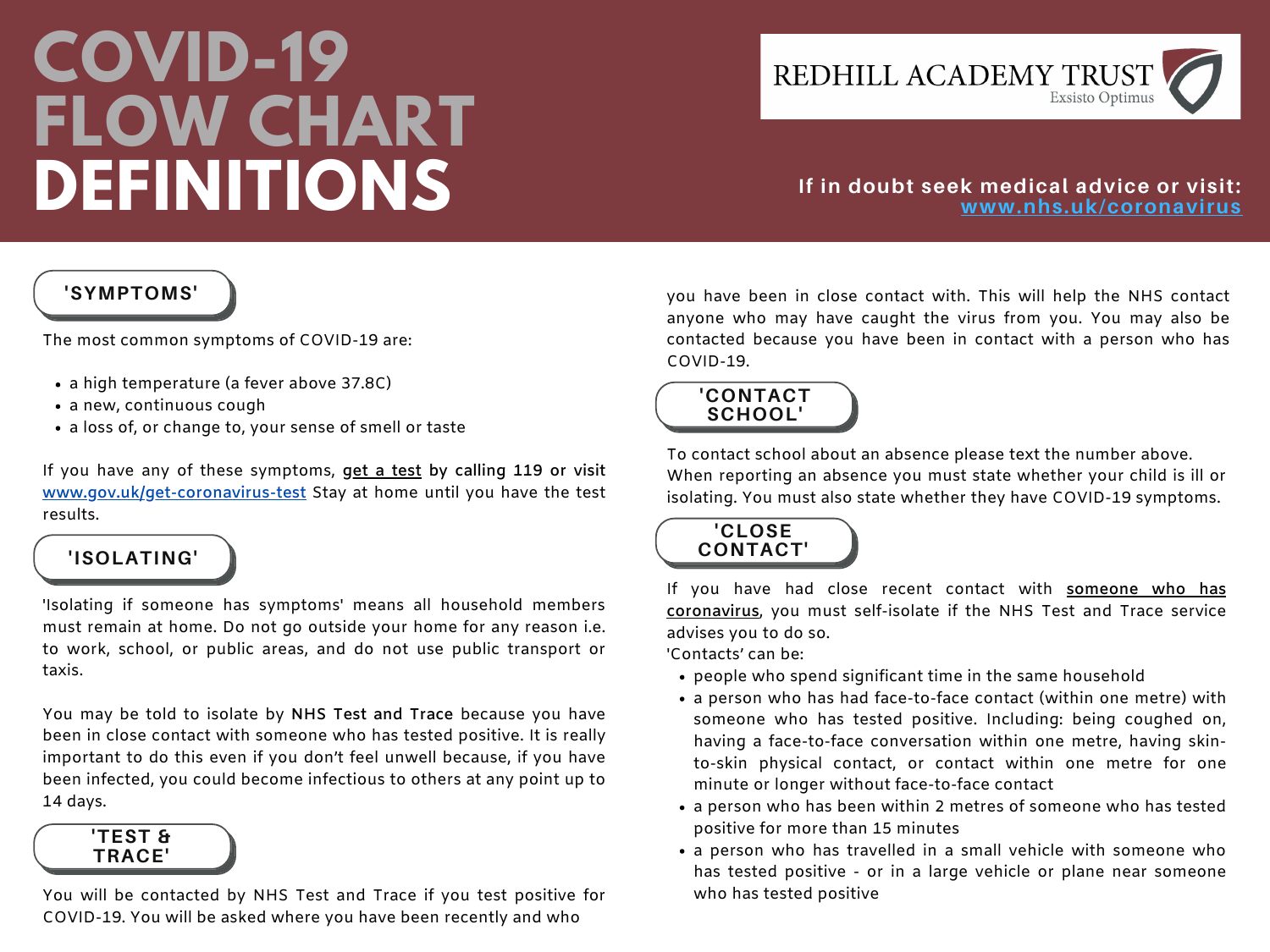# COVID-19 FLOW CHART DEFINITIONS

REDHILL ACADEMY TRUST
Exsisto Optimus

**If in doubt seek medical advice or visit: www.nhs.uk/coronavirus**

## 'SYMPTOMS'

The most common symptoms of COVID-19 are:

- a high temperature (a fever above 37.8C)
- a new, continuous cough
- a loss of, or change to, your sense of smell or taste

If you have any of these symptoms, **get a test by calling 119 or visit** www.gov.uk/get-coronavirus-test Stay at home until you have the test results.

## 'ISOLATING'

'Isolating if someone has symptoms' means all household members must remain at home. Do not go outside your home for any reason i.e. to work, school, or public areas, and do not use public transport or taxis.

You may be told to isolate by **NHS Test and Trace** because you have been in close contact with someone who has tested positive. It is really important to do this even if you don't feel unwell because, if you have been infected, you could become infectious to others at any point up to 14 days.

## 'TEST & TRACE'

You will be contacted by NHS Test and Trace if you test positive for COVID-19. You will be asked where you have been recently and who you have been in close contact with. This will help the NHS contact anyone who may have caught the virus from you. You may also be contacted because you have been in contact with a person who has COVID-19.

## 'CONTACT SCHOOL'

To contact school about an absence please text the number above. When reporting an absence you must state whether your child is ill or isolating. You must also state whether they have COVID-19 symptoms.

## 'CLOSE CONTACT'

If you have had close recent contact with **someone who has coronavirus**, you must self-isolate if the NHS Test and Trace service advises you to do so.
'Contacts' can be:

- people who spend significant time in the same household
- a person who has had face-to-face contact (within one metre) with someone who has tested positive. Including: being coughed on, having a face-to-face conversation within one metre, having skin-to-skin physical contact, or contact within one metre for one minute or longer without face-to-face contact
- a person who has been within 2 metres of someone who has tested positive for more than 15 minutes
- a person who has travelled in a small vehicle with someone who has tested positive - or in a large vehicle or plane near someone who has tested positive